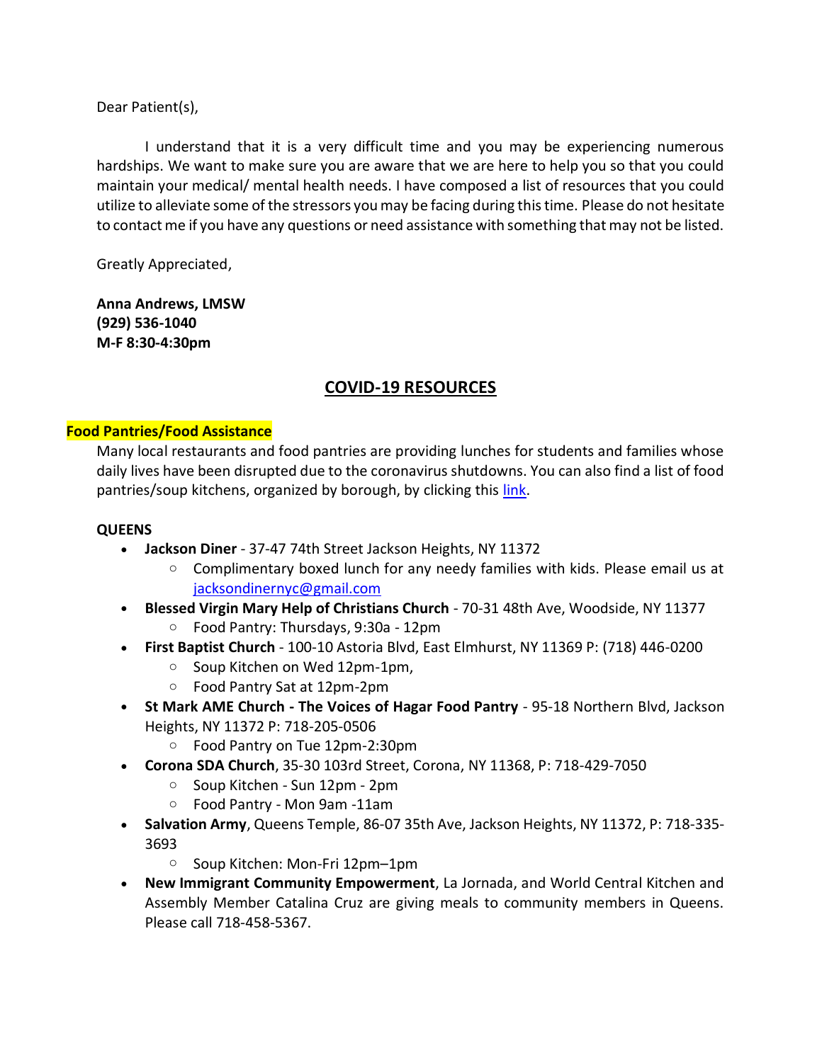Dear Patient(s),

I understand that it is a very difficult time and you may be experiencing numerous hardships. We want to make sure you are aware that we are here to help you so that you could maintain your medical/ mental health needs. I have composed a list of resources that you could utilize to alleviate some of the stressors you may be facing during this time. Please do not hesitate to contact me if you have any questions or need assistance with something that may not be listed.

Greatly Appreciated,

**Anna Andrews, LMSW**
**(929) 536-1040**
**M-F 8:30-4:30pm**

## COVID-19 RESOURCES

### Food Pantries/Food Assistance

Many local restaurants and food pantries are providing lunches for students and families whose daily lives have been disrupted due to the coronavirus shutdowns. You can also find a list of food pantries/soup kitchens, organized by borough, by clicking this link.

**QUEENS**

- **Jackson Diner** - 37-47 74th Street Jackson Heights, NY 11372
  - Complimentary boxed lunch for any needy families with kids. Please email us at jacksondinernyc@gmail.com
- **Blessed Virgin Mary Help of Christians Church** - 70-31 48th Ave, Woodside, NY 11377
  - Food Pantry: Thursdays, 9:30a - 12pm
- **First Baptist Church** - 100-10 Astoria Blvd, East Elmhurst, NY 11369 P: (718) 446-0200
  - Soup Kitchen on Wed 12pm-1pm,
  - Food Pantry Sat at 12pm-2pm
- **St Mark AME Church - The Voices of Hagar Food Pantry** - 95-18 Northern Blvd, Jackson Heights, NY 11372 P: 718-205-0506
  - Food Pantry on Tue 12pm-2:30pm
- **Corona SDA Church**, 35-30 103rd Street, Corona, NY 11368, P: 718-429-7050
  - Soup Kitchen - Sun 12pm - 2pm
  - Food Pantry - Mon 9am -11am
- **Salvation Army**, Queens Temple, 86-07 35th Ave, Jackson Heights, NY 11372, P: 718-335-3693
  - Soup Kitchen: Mon-Fri 12pm–1pm
- **New Immigrant Community Empowerment**, La Jornada, and World Central Kitchen and Assembly Member Catalina Cruz are giving meals to community members in Queens. Please call 718-458-5367.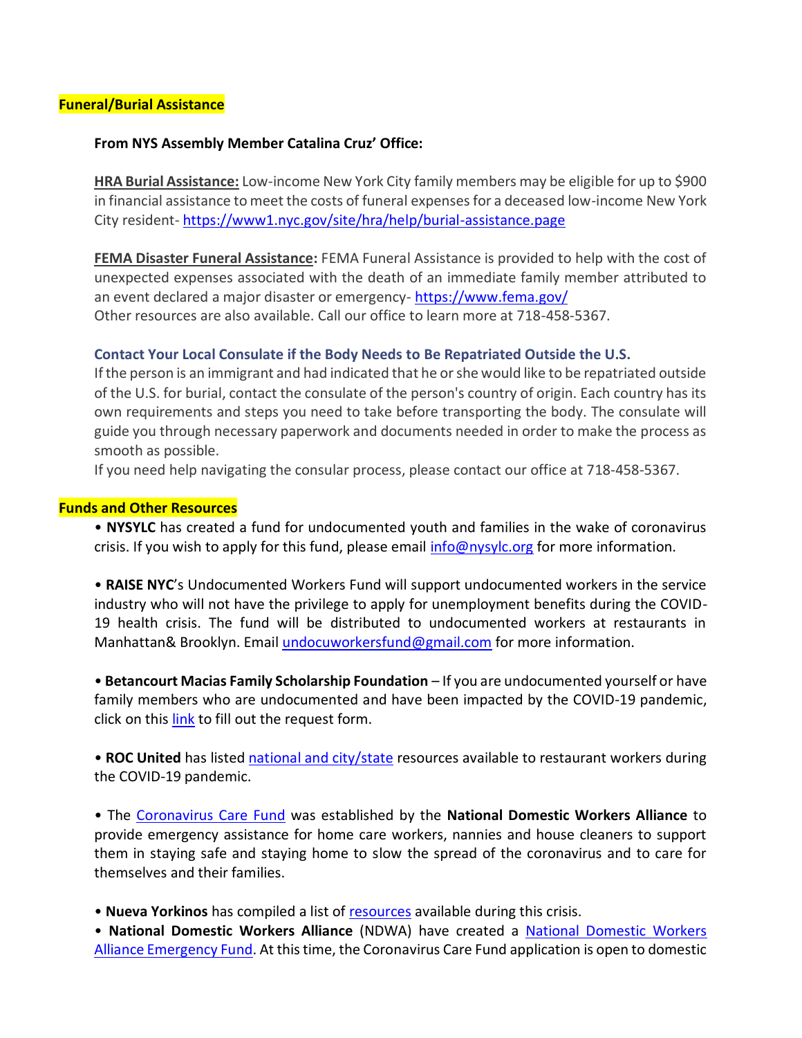## Funeral/Burial Assistance

**From NYS Assembly Member Catalina Cruz' Office:**

**HRA Burial Assistance:** Low-income New York City family members may be eligible for up to $900 in financial assistance to meet the costs of funeral expenses for a deceased low-income New York City resident- [https://www1.nyc.gov/site/hra/help/burial-assistance.page](https://www1.nyc.gov/site/hra/help/burial-assistance.page)

**FEMA Disaster Funeral Assistance:** FEMA Funeral Assistance is provided to help with the cost of unexpected expenses associated with the death of an immediate family member attributed to an event declared a major disaster or emergency- [https://www.fema.gov/](https://www.fema.gov/)
Other resources are also available. Call our office to learn more at 718-458-5367.

**Contact Your Local Consulate if the Body Needs to Be Repatriated Outside the U.S.**
If the person is an immigrant and had indicated that he or she would like to be repatriated outside of the U.S. for burial, contact the consulate of the person's country of origin. Each country has its own requirements and steps you need to take before transporting the body. The consulate will guide you through necessary paperwork and documents needed in order to make the process as smooth as possible.
If you need help navigating the consular process, please contact our office at 718-458-5367.

## Funds and Other Resources

- **NYSYLC** has created a fund for undocumented youth and families in the wake of coronavirus crisis. If you wish to apply for this fund, please email [info@nysylc.org](mailto:info@nysylc.org) for more information.

- **RAISE NYC**'s Undocumented Workers Fund will support undocumented workers in the service industry who will not have the privilege to apply for unemployment benefits during the COVID-19 health crisis. The fund will be distributed to undocumented workers at restaurants in Manhattan& Brooklyn. Email [undocuworkersfund@gmail.com](mailto:undocuworkersfund@gmail.com) for more information.

- **Betancourt Macias Family Scholarship Foundation** – If you are undocumented yourself or have family members who are undocumented and have been impacted by the COVID-19 pandemic, click on this link to fill out the request form.

- **ROC United** has listed national and city/state resources available to restaurant workers during the COVID-19 pandemic.

- The Coronavirus Care Fund was established by the **National Domestic Workers Alliance** to provide emergency assistance for home care workers, nannies and house cleaners to support them in staying safe and staying home to slow the spread of the coronavirus and to care for themselves and their families.

- **Nueva Yorkinos** has compiled a list of resources available during this crisis.
- **National Domestic Workers Alliance** (NDWA) have created a National Domestic Workers Alliance Emergency Fund. At this time, the Coronavirus Care Fund application is open to domestic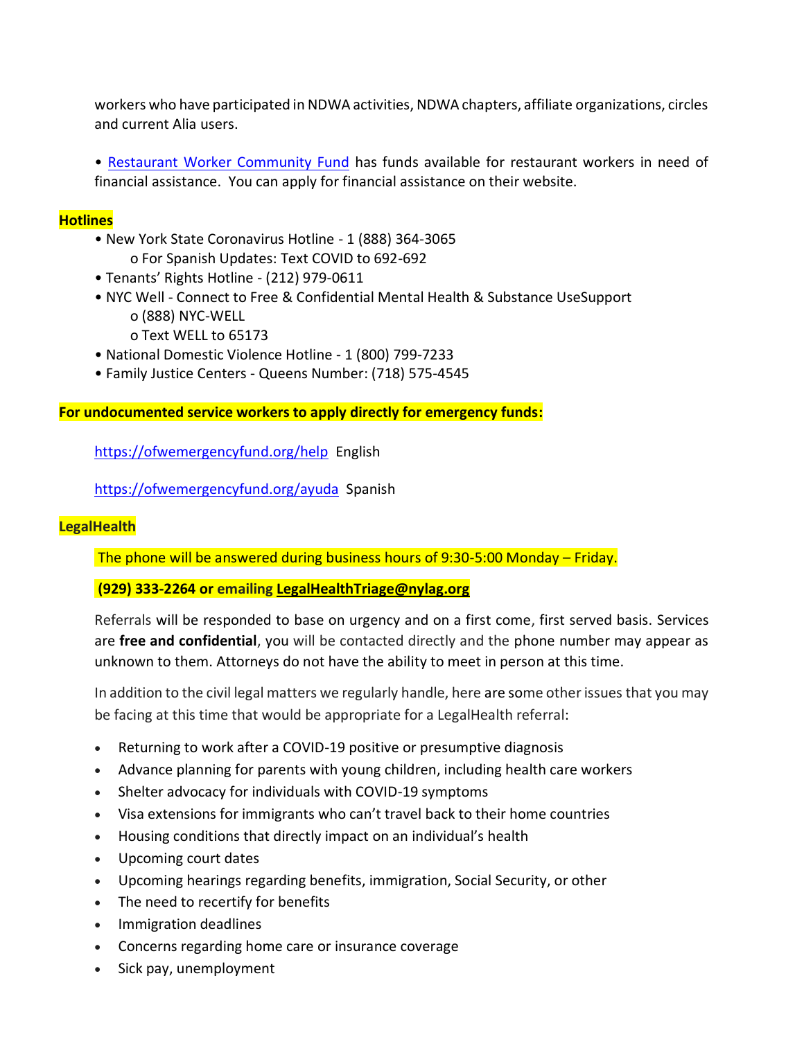workers who have participated in NDWA activities, NDWA chapters, affiliate organizations, circles and current Alia users.

• Restaurant Worker Community Fund has funds available for restaurant workers in need of financial assistance. You can apply for financial assistance on their website.

**Hotlines**

- New York State Coronavirus Hotline - 1 (888) 364-3065
  - For Spanish Updates: Text COVID to 692-692
- Tenants' Rights Hotline - (212) 979-0611
- NYC Well - Connect to Free & Confidential Mental Health & Substance UseSupport
  - (888) NYC-WELL
  - Text WELL to 65173
- National Domestic Violence Hotline - 1 (800) 799-7233
- Family Justice Centers - Queens Number: (718) 575-4545

**For undocumented service workers to apply directly for emergency funds:**

https://ofwemergencyfund.org/help English

https://ofwemergencyfund.org/ayuda Spanish

**LegalHealth**

The phone will be answered during business hours of 9:30-5:00 Monday – Friday.

**(929) 333-2264 or emailing LegalHealthTriage@nylag.org**

Referrals will be responded to base on urgency and on a first come, first served basis. Services are **free and confidential**, you will be contacted directly and the phone number may appear as unknown to them. Attorneys do not have the ability to meet in person at this time.

In addition to the civil legal matters we regularly handle, here are some other issues that you may be facing at this time that would be appropriate for a LegalHealth referral:

- Returning to work after a COVID-19 positive or presumptive diagnosis
- Advance planning for parents with young children, including health care workers
- Shelter advocacy for individuals with COVID-19 symptoms
- Visa extensions for immigrants who can't travel back to their home countries
- Housing conditions that directly impact on an individual's health
- Upcoming court dates
- Upcoming hearings regarding benefits, immigration, Social Security, or other
- The need to recertify for benefits
- Immigration deadlines
- Concerns regarding home care or insurance coverage
- Sick pay, unemployment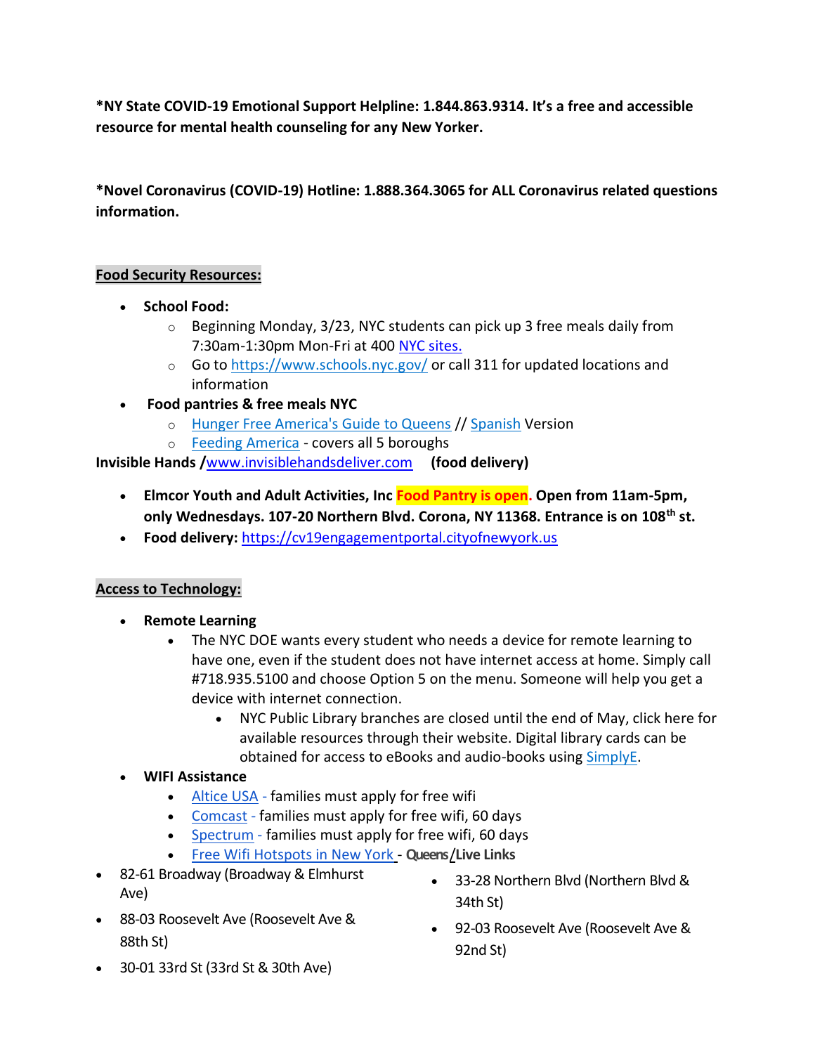**\*NY State COVID-19 Emotional Support Helpline: 1.844.863.9314. It's a free and accessible resource for mental health counseling for any New Yorker.**

**\*Novel Coronavirus (COVID-19) Hotline: 1.888.364.3065 for ALL Coronavirus related questions information.**

**Food Security Resources:**

- **School Food:**
  - Beginning Monday, 3/23, NYC students can pick up 3 free meals daily from 7:30am-1:30pm Mon-Fri at 400 NYC sites.
  - Go to https://www.schools.nyc.gov/ or call 311 for updated locations and information
- **Food pantries & free meals NYC**
  - Hunger Free America's Guide to Queens // Spanish Version
  - Feeding America - covers all 5 boroughs

**Invisible Hands /**www.invisiblehandsdeliver.com **(food delivery)**

- **Elmcor Youth and Adult Activities, Inc Food Pantry is open. Open from 11am-5pm, only Wednesdays. 107-20 Northern Blvd. Corona, NY 11368. Entrance is on 108th st.**
- **Food delivery:** https://cv19engagementportal.cityofnewyork.us

**Access to Technology:**

- **Remote Learning**
  - The NYC DOE wants every student who needs a device for remote learning to have one, even if the student does not have internet access at home. Simply call #718.935.5100 and choose Option 5 on the menu. Someone will help you get a device with internet connection.
    - NYC Public Library branches are closed until the end of May, click here for available resources through their website. Digital library cards can be obtained for access to eBooks and audio-books using SimplyE.
- **WIFI Assistance**
  - Altice USA - families must apply for free wifi
  - Comcast - families must apply for free wifi, 60 days
  - Spectrum - families must apply for free wifi, 60 days
  - Free Wifi Hotspots in New York - **Queens/Live Links**

- 82-61 Broadway (Broadway & Elmhurst Ave)
- 88-03 Roosevelt Ave (Roosevelt Ave & 88th St)
- 30-01 33rd St (33rd St & 30th Ave)
- 33-28 Northern Blvd (Northern Blvd & 34th St)
- 92-03 Roosevelt Ave (Roosevelt Ave & 92nd St)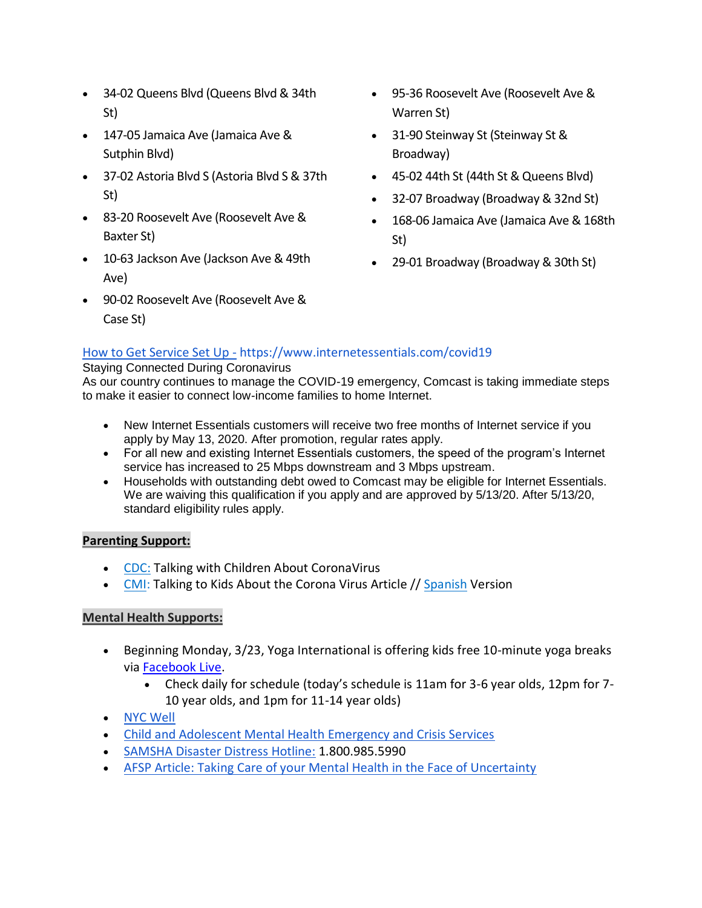- 34-02 Queens Blvd (Queens Blvd & 34th St)
- 147-05 Jamaica Ave (Jamaica Ave & Sutphin Blvd)
- 37-02 Astoria Blvd S (Astoria Blvd S & 37th St)
- 83-20 Roosevelt Ave (Roosevelt Ave & Baxter St)
- 10-63 Jackson Ave (Jackson Ave & 49th Ave)
- 90-02 Roosevelt Ave (Roosevelt Ave & Case St)
- 95-36 Roosevelt Ave (Roosevelt Ave & Warren St)
- 31-90 Steinway St (Steinway St & Broadway)
- 45-02 44th St (44th St & Queens Blvd)
- 32-07 Broadway (Broadway & 32nd St)
- 168-06 Jamaica Ave (Jamaica Ave & 168th St)
- 29-01 Broadway (Broadway & 30th St)

How to Get Service Set Up - https://www.internetessentials.com/covid19

Staying Connected During Coronavirus

As our country continues to manage the COVID-19 emergency, Comcast is taking immediate steps to make it easier to connect low-income families to home Internet.

- New Internet Essentials customers will receive two free months of Internet service if you apply by May 13, 2020. After promotion, regular rates apply.
- For all new and existing Internet Essentials customers, the speed of the program's Internet service has increased to 25 Mbps downstream and 3 Mbps upstream.
- Households with outstanding debt owed to Comcast may be eligible for Internet Essentials. We are waiving this qualification if you apply and are approved by 5/13/20. After 5/13/20, standard eligibility rules apply.

**Parenting Support:**

- CDC: Talking with Children About CoronaVirus
- CMI: Talking to Kids About the Corona Virus Article // Spanish Version

**Mental Health Supports:**

- Beginning Monday, 3/23, Yoga International is offering kids free 10-minute yoga breaks via Facebook Live.
  - Check daily for schedule (today's schedule is 11am for 3-6 year olds, 12pm for 7-10 year olds, and 1pm for 11-14 year olds)
- NYC Well
- Child and Adolescent Mental Health Emergency and Crisis Services
- SAMSHA Disaster Distress Hotline: 1.800.985.5990
- AFSP Article: Taking Care of your Mental Health in the Face of Uncertainty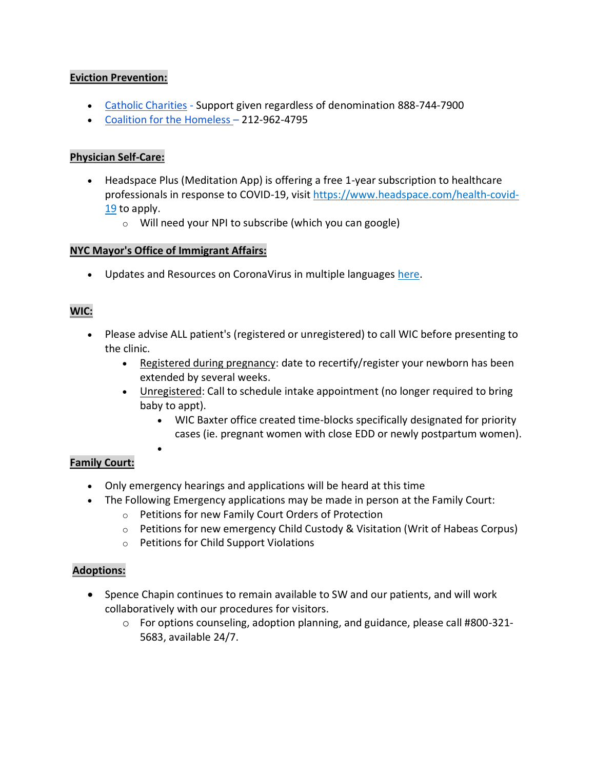**Eviction Prevention:**

- [Catholic Charities](#) - Support given regardless of denomination 888-744-7900
- [Coalition for the Homeless](#) – 212-962-4795

**Physician Self-Care:**

- Headspace Plus (Meditation App) is offering a free 1-year subscription to healthcare professionals in response to COVID-19, visit https://www.headspace.com/health-covid-19 to apply.
  - Will need your NPI to subscribe (which you can google)

**NYC Mayor's Office of Immigrant Affairs:**

- Updates and Resources on CoronaVirus in multiple languages [here](#).

**WIC:**

- Please advise ALL patient's (registered or unregistered) to call WIC before presenting to the clinic.
  - Registered during pregnancy: date to recertify/register your newborn has been extended by several weeks.
  - Unregistered: Call to schedule intake appointment (no longer required to bring baby to appt).
    - WIC Baxter office created time-blocks specifically designated for priority cases (ie. pregnant women with close EDD or newly postpartum women).

**Family Court:**

- Only emergency hearings and applications will be heard at this time
- The Following Emergency applications may be made in person at the Family Court:
  - Petitions for new Family Court Orders of Protection
  - Petitions for new emergency Child Custody & Visitation (Writ of Habeas Corpus)
  - Petitions for Child Support Violations

**Adoptions:**

- Spence Chapin continues to remain available to SW and our patients, and will work collaboratively with our procedures for visitors.
  - For options counseling, adoption planning, and guidance, please call #800-321-5683, available 24/7.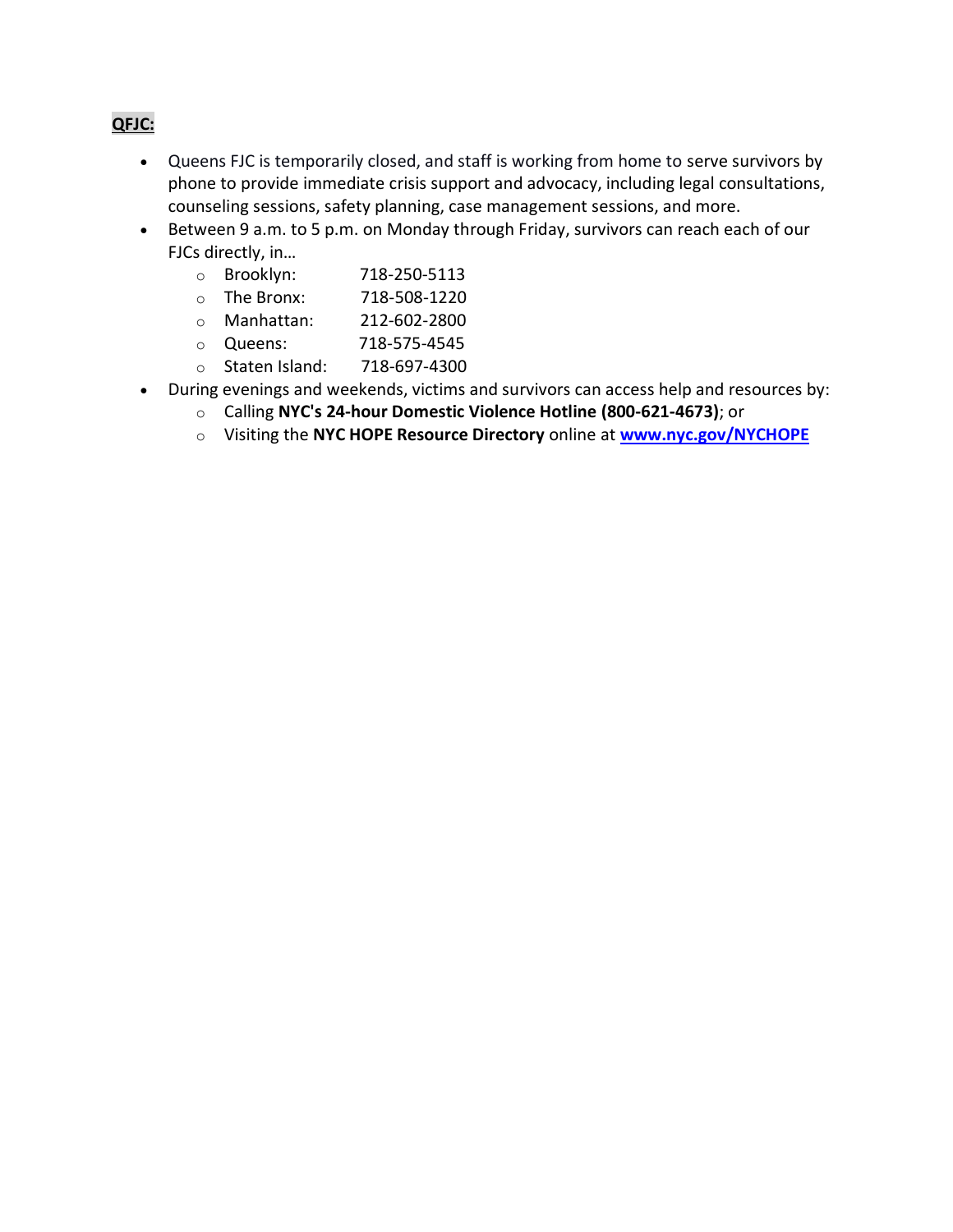**QFJC:**

- Queens FJC is temporarily closed, and staff is working from home to serve survivors by phone to provide immediate crisis support and advocacy, including legal consultations, counseling sessions, safety planning, case management sessions, and more.
- Between 9 a.m. to 5 p.m. on Monday through Friday, survivors can reach each of our FJCs directly, in…
  - Brooklyn: 718-250-5113
  - The Bronx: 718-508-1220
  - Manhattan: 212-602-2800
  - Queens: 718-575-4545
  - Staten Island: 718-697-4300
- During evenings and weekends, victims and survivors can access help and resources by:
  - Calling **NYC's 24-hour Domestic Violence Hotline (800-621-4673)**; or
  - Visiting the **NYC HOPE Resource Directory** online at **www.nyc.gov/NYCHOPE**